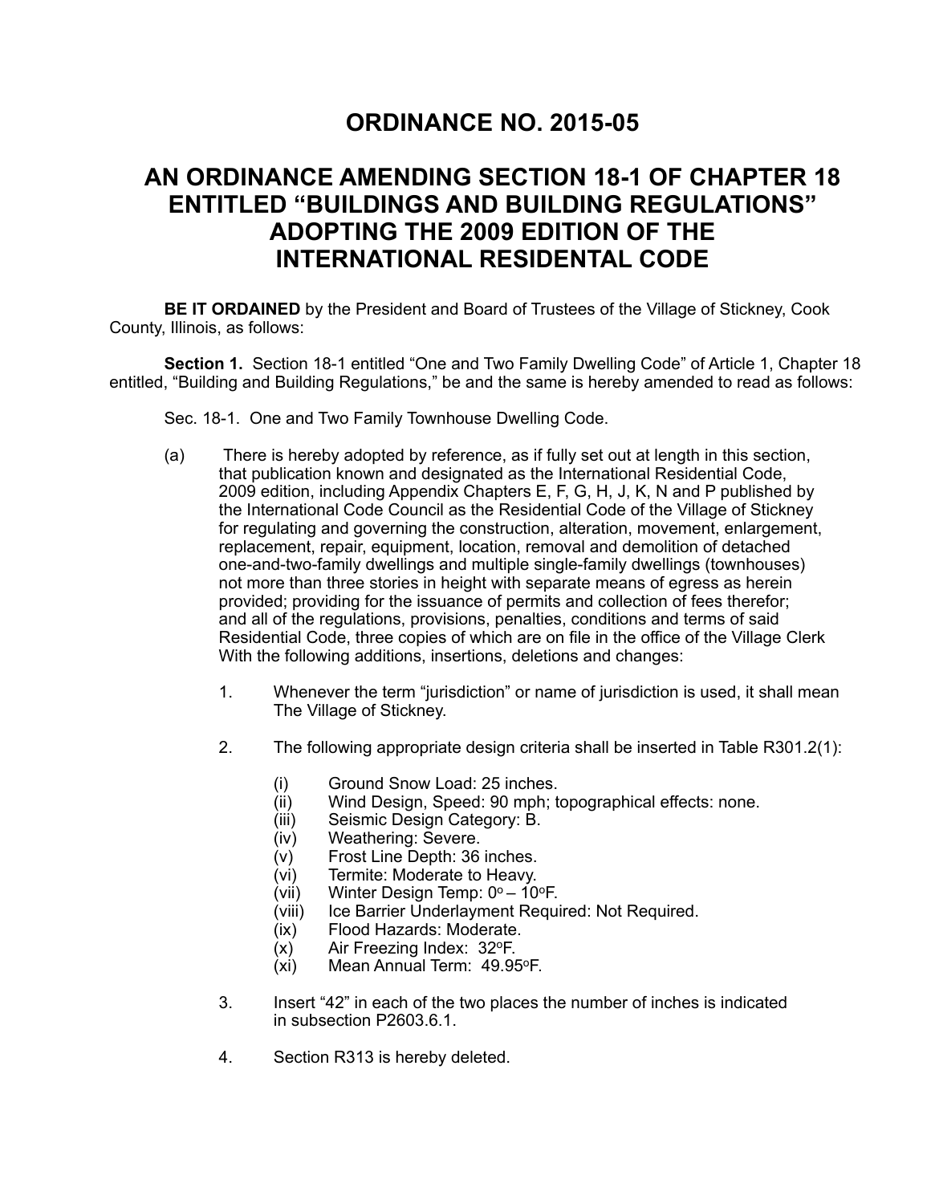# ORDINANCE NO. 2015-05

# AN ORDINANCE AMENDING SECTION 18-1 OF CHAPTER 18 ENTITLED "BUILDINGS AND BUILDING REGULATIONS" ADOPTING THE 2009 EDITION OF THE INTERNATIONAL RESIDENTAL CODE

**BE IT ORDAINED** by the President and Board of Trustees of the Village of Stickney, Cook County, Illinois, as follows:

**Section 1.** Section 18-1 entitled "One and Two Family Dwelling Code" of Article 1, Chapter 18 entitled, "Building and Building Regulations," be and the same is hereby amended to read as follows:

Sec. 18-1. One and Two Family Townhouse Dwelling Code.

(a) There is hereby adopted by reference, as if fully set out at length in this section, that publication known and designated as the International Residential Code, 2009 edition, including Appendix Chapters E, F, G, H, J, K, N and P published by the International Code Council as the Residential Code of the Village of Stickney for regulating and governing the construction, alteration, movement, enlargement, replacement, repair, equipment, location, removal and demolition of detached one-and-two-family dwellings and multiple single-family dwellings (townhouses) not more than three stories in height with separate means of egress as herein provided; providing for the issuance of permits and collection of fees therefor; and all of the regulations, provisions, penalties, conditions and terms of said Residential Code, three copies of which are on file in the office of the Village Clerk With the following additions, insertions, deletions and changes:

1. Whenever the term "jurisdiction" or name of jurisdiction is used, it shall mean The Village of Stickney.

2. The following appropriate design criteria shall be inserted in Table R301.2(1):

   (i) Ground Snow Load: 25 inches.
   (ii) Wind Design, Speed: 90 mph; topographical effects: none.
   (iii) Seismic Design Category: B.
   (iv) Weathering: Severe.
   (v) Frost Line Depth: 36 inches.
   (vi) Termite: Moderate to Heavy.
   (vii) Winter Design Temp: 0°F – 10°F.
   (viii) Ice Barrier Underlayment Required: Not Required.
   (ix) Flood Hazards: Moderate.
   (x) Air Freezing Index: 32°F.
   (xi) Mean Annual Term: 49.95°F.

3. Insert "42" in each of the two places the number of inches is indicated in subsection P2603.6.1.

4. Section R313 is hereby deleted.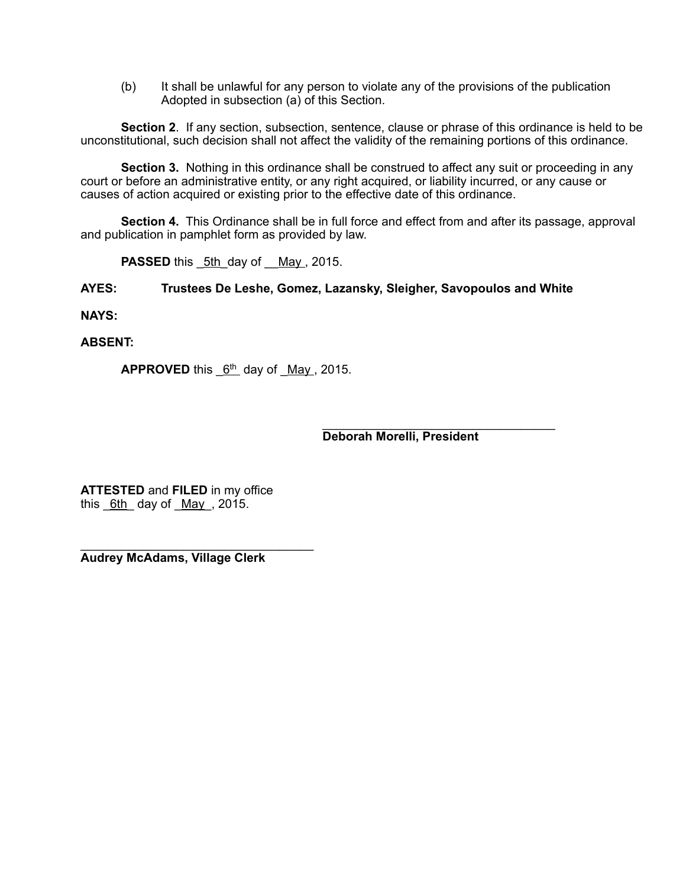(b) It shall be unlawful for any person to violate any of the provisions of the publication Adopted in subsection (a) of this Section.

**Section 2**. If any section, subsection, sentence, clause or phrase of this ordinance is held to be unconstitutional, such decision shall not affect the validity of the remaining portions of this ordinance.

**Section 3.** Nothing in this ordinance shall be construed to affect any suit or proceeding in any court or before an administrative entity, or any right acquired, or liability incurred, or any cause or causes of action acquired or existing prior to the effective date of this ordinance.

**Section 4.** This Ordinance shall be in full force and effect from and after its passage, approval and publication in pamphlet form as provided by law.

**PASSED** this _5th_ day of __May_, 2015.

**AYES: Trustees De Leshe, Gomez, Lazansky, Sleigher, Savopoulos and White**

**NAYS:**

**ABSENT:**

**APPROVED** this _6th_ day of _May_, 2015.

___________________________________
**Deborah Morelli, President**

**ATTESTED** and **FILED** in my office
this _6th_ day of _May_, 2015.

___________________________________
**Audrey McAdams, Village Clerk**